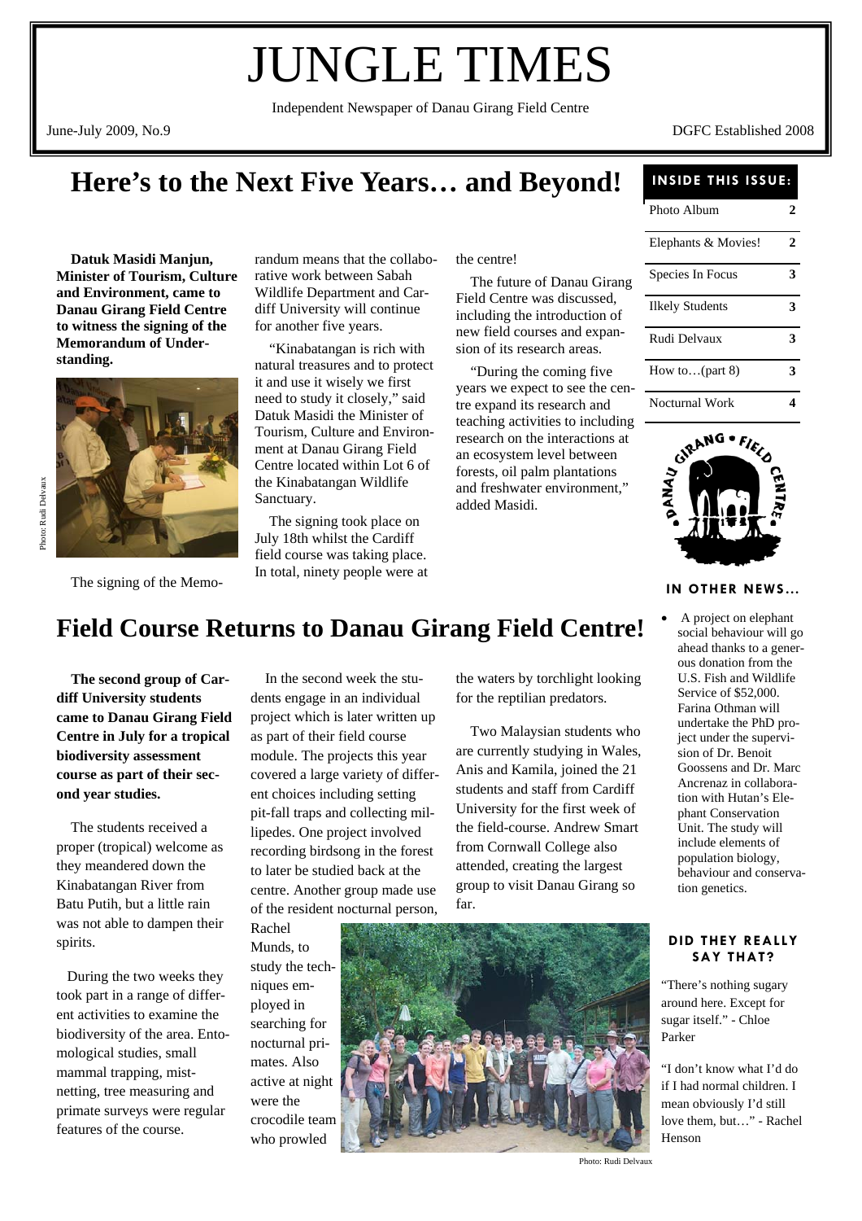# JUNGLE TIMES

Independent Newspaper of Danau Girang Field Centre

June-July 2009, No.9

DGFC Established 2008

## Here's to the Next Five Years… and Beyond!

**Datuk Masidi Manjun, Minister of Tourism, Culture and Environment, came to Danau Girang Field Centre to witness the signing of the Memorandum of Understanding.**

Photo: Rudi Delvaux

The signing of the Memorandum means that the collaborative work between Sabah Wildlife Department and Cardiff University will continue for another five years.

"Kinabatangan is rich with natural treasures and to protect it and use it wisely we first need to study it closely," said Datuk Masidi the Minister of Tourism, Culture and Environment at Danau Girang Field Centre located within Lot 6 of the Kinabatangan Wildlife Sanctuary.

The signing took place on July 18th whilst the Cardiff field course was taking place. In total, ninety people were at the centre!

The future of Danau Girang Field Centre was discussed, including the introduction of new field courses and expansion of its research areas.

"During the coming five years we expect to see the centre expand its research and teaching activities to including research on the interactions at an ecosystem level between forests, oil palm plantations and freshwater environment," added Masidi.

### INSIDE THIS ISSUE:

| | |
|---|---|
| Photo Album | 2 |
| Elephants & Movies! | 2 |
| Species In Focus | 3 |
| Ilkely Students | 3 |
| Rudi Delvaux | 3 |
| How to…(part 8) | 3 |
| Nocturnal Work | 4 |

## Field Course Returns to Danau Girang Field Centre!

**The second group of Cardiff University students came to Danau Girang Field Centre in July for a tropical biodiversity assessment course as part of their second year studies.**

The students received a proper (tropical) welcome as they meandered down the Kinabatangan River from Batu Putih, but a little rain was not able to dampen their spirits.

During the two weeks they took part in a range of different activities to examine the biodiversity of the area. Entomological studies, small mammal trapping, mist-netting, tree measuring and primate surveys were regular features of the course.

In the second week the students engage in an individual project which is later written up as part of their field course module. The projects this year covered a large variety of different choices including setting pit-fall traps and collecting millipedes. One project involved recording birdsong in the forest to later be studied back at the centre. Another group made use of the resident nocturnal person, Rachel Munds, to study the techniques employed in searching for nocturnal primates. Also active at night were the crocodile team who prowled the waters by torchlight looking for the reptilian predators.

Two Malaysian students who are currently studying in Wales, Anis and Kamila, joined the 21 students and staff from Cardiff University for the first week of the field-course. Andrew Smart from Cornwall College also attended, creating the largest group to visit Danau Girang so far.

Photo: Rudi Delvaux

### IN OTHER NEWS...

- A project on elephant social behaviour will go ahead thanks to a generous donation from the U.S. Fish and Wildlife Service of $52,000. Farina Othman will undertake the PhD project under the supervision of Dr. Benoit Goossens and Dr. Marc Ancrenaz in collaboration with Hutan's Elephant Conservation Unit. The study will include elements of population biology, behaviour and conservation genetics.

### DID THEY REALLY SAY THAT?

"There's nothing sugary around here. Except for sugar itself." - Chloe Parker

"I don't know what I'd do if I had normal children. I mean obviously I'd still love them, but…" - Rachel Henson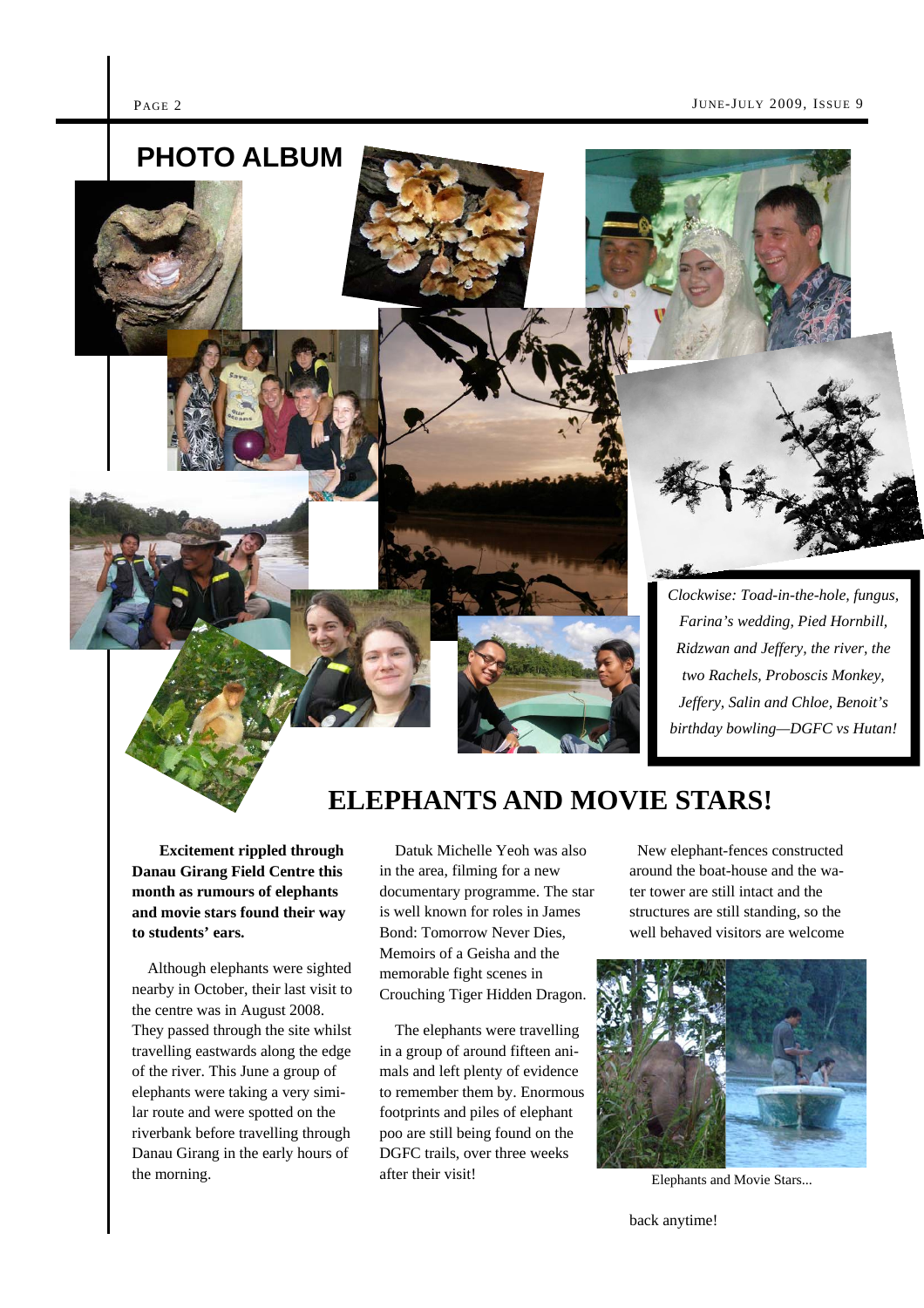# PHOTO ALBUM

*Clockwise: Toad-in-the-hole, fungus, Farina's wedding, Pied Hornbill, Ridzwan and Jeffery, the river, the two Rachels, Proboscis Monkey, Jeffery, Salin and Chloe, Benoit's birthday bowling—DGFC vs Hutan!*

# ELEPHANTS AND MOVIE STARS!

**Excitement rippled through Danau Girang Field Centre this month as rumours of elephants and movie stars found their way to students' ears.**

Although elephants were sighted nearby in October, their last visit to the centre was in August 2008. They passed through the site whilst travelling eastwards along the edge of the river. This June a group of elephants were taking a very similar route and were spotted on the riverbank before travelling through Danau Girang in the early hours of the morning.

Datuk Michelle Yeoh was also in the area, filming for a new documentary programme. The star is well known for roles in James Bond: Tomorrow Never Dies, Memoirs of a Geisha and the memorable fight scenes in Crouching Tiger Hidden Dragon.

The elephants were travelling in a group of around fifteen animals and left plenty of evidence to remember them by. Enormous footprints and piles of elephant poo are still being found on the DGFC trails, over three weeks after their visit!

New elephant-fences constructed around the boat-house and the water tower are still intact and the structures are still standing, so the well behaved visitors are welcome back anytime!

Elephants and Movie Stars...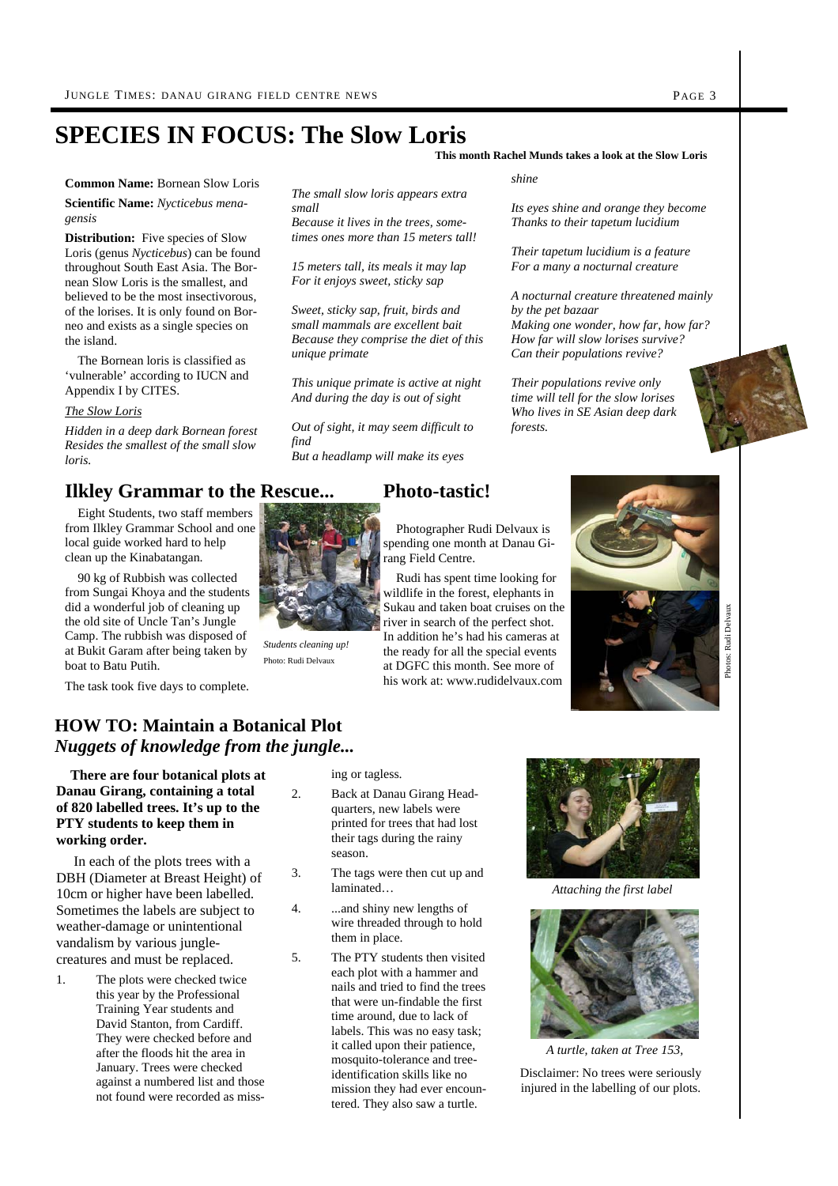# SPECIES IN FOCUS: The Slow Loris

**This month Rachel Munds takes a look at the Slow Loris**

**Common Name:** Bornean Slow Loris

**Scientific Name:** *Nycticebus menagensis*

**Distribution:** Five species of Slow Loris (genus *Nycticebus*) can be found throughout South East Asia. The Bornean Slow Loris is the smallest, and believed to be the most insectivorous, of the lorises. It is only found on Borneo and exists as a single species on the island.

The Bornean loris is classified as 'vulnerable' according to IUCN and Appendix I by CITES.

*The Slow Loris*

*Hidden in a deep dark Bornean forest*
*Resides the smallest of the small slow loris.*

*The small slow loris appears extra small*
*Because it lives in the trees, sometimes ones more than 15 meters tall!*

*15 meters tall, its meals it may lap*
*For it enjoys sweet, sticky sap*

*Sweet, sticky sap, fruit, birds and small mammals are excellent bait*
*Because they comprise the diet of this unique primate*

*This unique primate is active at night*
*And during the day is out of sight*

*Out of sight, it may seem difficult to find*
*But a headlamp will make its eyes shine*

*Its eyes shine and orange they become*
*Thanks to their tapetum lucidium*

*Their tapetum lucidium is a feature*
*For a many a nocturnal creature*

*A nocturnal creature threatened mainly by the pet bazaar*
*Making one wonder, how far, how far?*
*How far will slow lorises survive?*
*Can their populations revive?*

*Their populations revive only time will tell for the slow lorises*
*Who lives in SE Asian deep dark forests.*

## Ilkley Grammar to the Rescue...

Eight Students, two staff members from Ilkley Grammar School and one local guide worked hard to help clean up the Kinabatangan.

90 kg of Rubbish was collected from Sungai Khoya and the students did a wonderful job of cleaning up the old site of Uncle Tan's Jungle Camp. The rubbish was disposed of at Bukit Garam after being taken by boat to Batu Putih.

The task took five days to complete.

*Students cleaning up!*
Photo: Rudi Delvaux

## Photo-tastic!

Photographer Rudi Delvaux is spending one month at Danau Girang Field Centre.

Rudi has spent time looking for wildlife in the forest, elephants in Sukau and taken boat cruises on the river in search of the perfect shot. In addition he's had his cameras at the ready for all the special events at DGFC this month. See more of his work at: www.rudidelvaux.com

Photos: Rudi Delvaux

## HOW TO: Maintain a Botanical Plot
### *Nuggets of knowledge from the jungle...*

**There are four botanical plots at Danau Girang, containing a total of 820 labelled trees. It's up to the PTY students to keep them in working order.**

In each of the plots trees with a DBH (Diameter at Breast Height) of 10cm or higher have been labelled. Sometimes the labels are subject to weather-damage or unintentional vandalism by various jungle-creatures and must be replaced.

1. The plots were checked twice this year by the Professional Training Year students and David Stanton, from Cardiff. They were checked before and after the floods hit the area in January. Trees were checked against a numbered list and those not found were recorded as missing or tagless.
2. Back at Danau Girang Headquarters, new labels were printed for trees that had lost their tags during the rainy season.
3. The tags were then cut up and laminated…
4. ...and shiny new lengths of wire threaded through to hold them in place.
5. The PTY students then visited each plot with a hammer and nails and tried to find the trees that were un-findable the first time around, due to lack of labels. This was no easy task; it called upon their patience, mosquito-tolerance and tree-identification skills like no mission they had ever encountered. They also saw a turtle.

*Attaching the first label*

*A turtle, taken at Tree 153,*

Disclaimer: No trees were seriously injured in the labelling of our plots.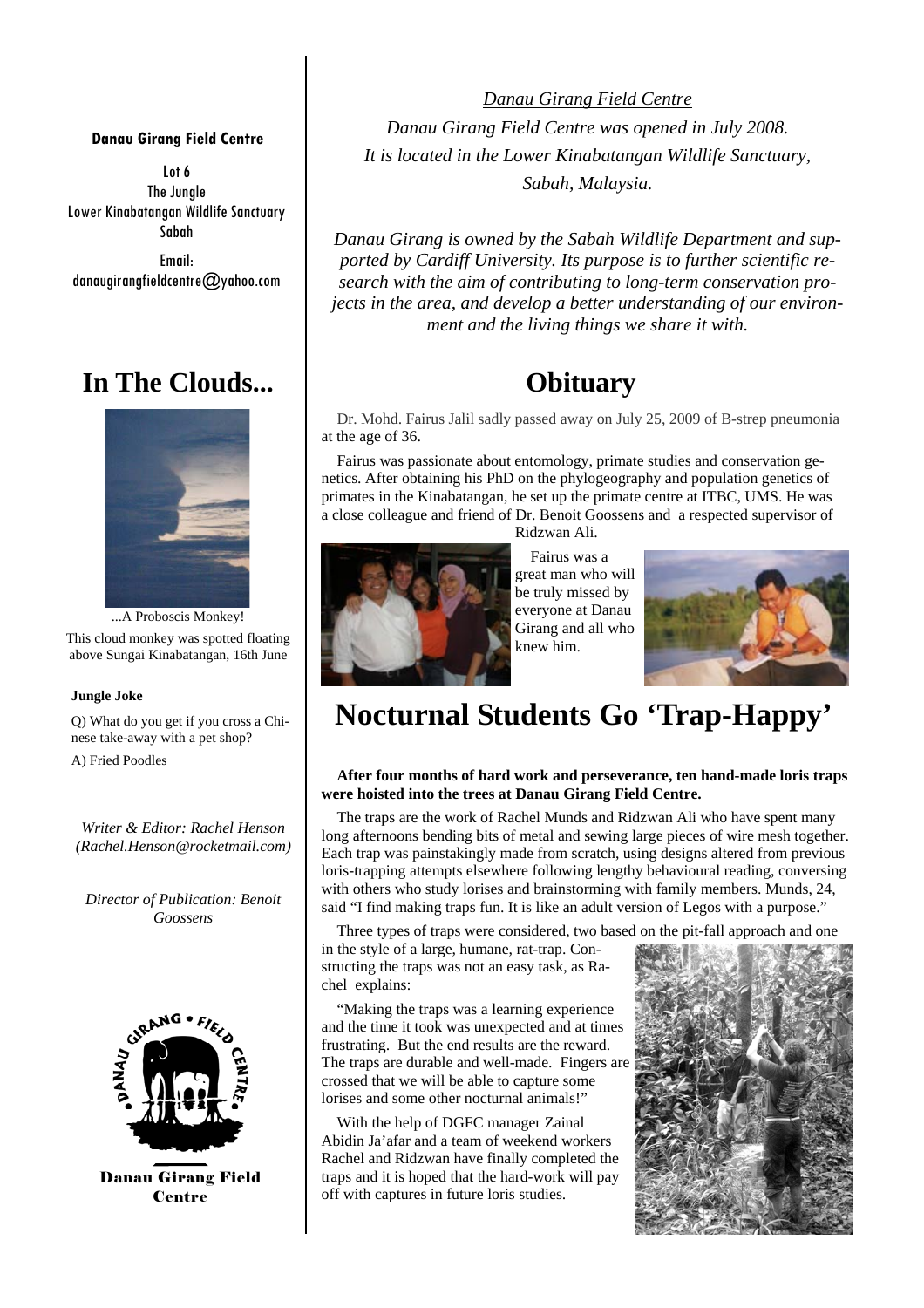**Danau Girang Field Centre**

Lot 6
The Jungle
Lower Kinabatangan Wildlife Sanctuary
Sabah

Email:
danaugirangfieldcentre@yahoo.com

# In The Clouds...

...A Proboscis Monkey!

This cloud monkey was spotted floating above Sungai Kinabatangan, 16th June

**Jungle Joke**

Q) What do you get if you cross a Chinese take-away with a pet shop?

A) Fried Poodles

*Writer & Editor: Rachel Henson (Rachel.Henson@rocketmail.com)*

*Director of Publication: Benoit Goossens*

Danau Girang Field Centre

*Danau Girang Field Centre*

*Danau Girang Field Centre was opened in July 2008. It is located in the Lower Kinabatangan Wildlife Sanctuary, Sabah, Malaysia.*

*Danau Girang is owned by the Sabah Wildlife Department and supported by Cardiff University. Its purpose is to further scientific research with the aim of contributing to long-term conservation projects in the area, and develop a better understanding of our environment and the living things we share it with.*

# Obituary

Dr. Mohd. Fairus Jalil sadly passed away on July 25, 2009 of B-strep pneumonia at the age of 36.

Fairus was passionate about entomology, primate studies and conservation genetics. After obtaining his PhD on the phylogeography and population genetics of primates in the Kinabatangan, he set up the primate centre at ITBC, UMS. He was a close colleague and friend of Dr. Benoit Goossens and a respected supervisor of Ridzwan Ali.

Fairus was a great man who will be truly missed by everyone at Danau Girang and all who knew him.

# Nocturnal Students Go 'Trap-Happy'

**After four months of hard work and perseverance, ten hand-made loris traps were hoisted into the trees at Danau Girang Field Centre.**

The traps are the work of Rachel Munds and Ridzwan Ali who have spent many long afternoons bending bits of metal and sewing large pieces of wire mesh together. Each trap was painstakingly made from scratch, using designs altered from previous loris-trapping attempts elsewhere following lengthy behavioural reading, conversing with others who study lorises and brainstorming with family members. Munds, 24, said "I find making traps fun. It is like an adult version of Legos with a purpose."

Three types of traps were considered, two based on the pit-fall approach and one in the style of a large, humane, rat-trap. Constructing the traps was not an easy task, as Rachel explains:

"Making the traps was a learning experience and the time it took was unexpected and at times frustrating. But the end results are the reward. The traps are durable and well-made. Fingers are crossed that we will be able to capture some lorises and some other nocturnal animals!"

With the help of DGFC manager Zainal Abidin Ja'afar and a team of weekend workers Rachel and Ridzwan have finally completed the traps and it is hoped that the hard-work will pay off with captures in future loris studies.